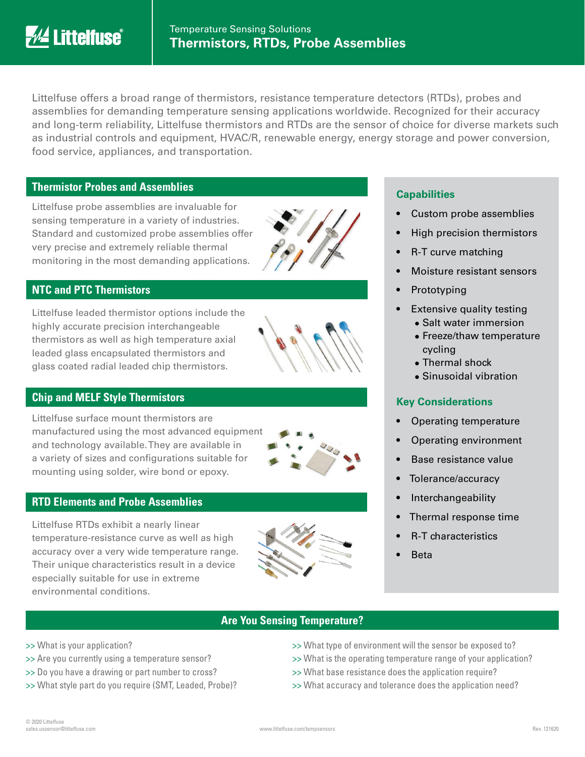# Littelfuse

## Temperature Sensing Solutions
# Thermistors, RTDs, Probe Assemblies

Littelfuse offers a broad range of thermistors, resistance temperature detectors (RTDs), probes and assemblies for demanding temperature sensing applications worldwide. Recognized for their accuracy and long-term reliability, Littelfuse thermistors and RTDs are the sensor of choice for diverse markets such as industrial controls and equipment, HVAC/R, renewable energy, energy storage and power conversion, food service, appliances, and transportation.

## Thermistor Probes and Assemblies

Littelfuse probe assemblies are invaluable for sensing temperature in a variety of industries. Standard and customized probe assemblies offer very precise and extremely reliable thermal monitoring in the most demanding applications.

## NTC and PTC Thermistors

Littelfuse leaded thermistor options include the highly accurate precision interchangeable thermistors as well as high temperature axial leaded glass encapsulated thermistors and glass coated radial leaded chip thermistors.

## Chip and MELF Style Thermistors

Littelfuse surface mount thermistors are manufactured using the most advanced equipment and technology available. They are available in a variety of sizes and configurations suitable for mounting using solder, wire bond or epoxy.

## RTD Elements and Probe Assemblies

Littelfuse RTDs exhibit a nearly linear temperature-resistance curve as well as high accuracy over a very wide temperature range. Their unique characteristics result in a device especially suitable for use in extreme environmental conditions.

## Capabilities

- Custom probe assemblies
- High precision thermistors
- R-T curve matching
- Moisture resistant sensors
- Prototyping
- Extensive quality testing
  - Salt water immersion
  - Freeze/thaw temperature cycling
  - Thermal shock
  - Sinusoidal vibration

## Key Considerations

- Operating temperature
- Operating environment
- Base resistance value
- Tolerance/accuracy
- Interchangeability
- Thermal response time
- R-T characteristics
- Beta

## Are You Sensing Temperature?

>> What is your application?
>> Are you currently using a temperature sensor?
>> Do you have a drawing or part number to cross?
>> What style part do you require (SMT, Leaded, Probe)?
>> What type of environment will the sensor be exposed to?
>> What is the operating temperature range of your application?
>> What base resistance does the application require?
>> What accuracy and tolerance does the application need?

© 2020 Littelfuse
sales.ussensor@littelfuse.com

www.littelfuse.com/tempsensors

Rev. 121620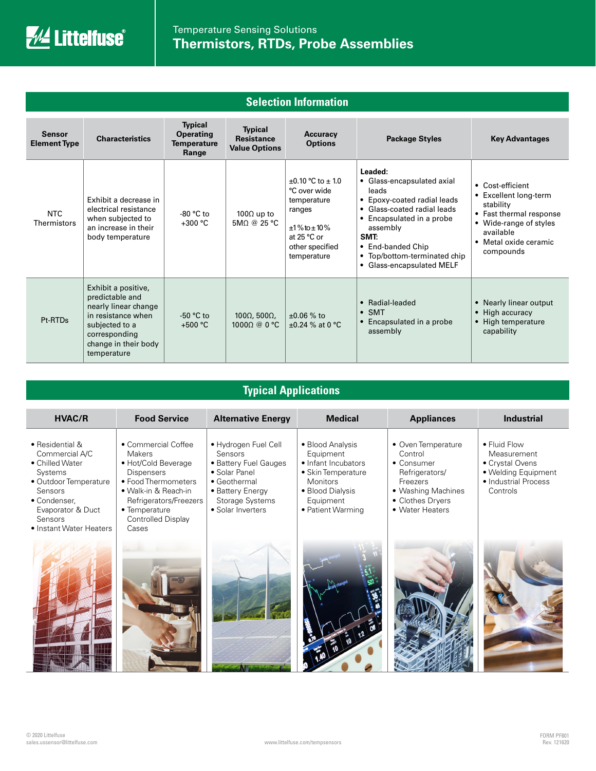# Temperature Sensing Solutions
## Thermistors, RTDs, Probe Assemblies

## Selection Information

| Sensor Element Type | Characteristics | Typical Operating Temperature Range | Typical Resistance Value Options | Accuracy Options | Package Styles | Key Advantages |
|---|---|---|---|---|---|---|
| NTC Thermistors | Exhibit a decrease in electrical resistance when subjected to an increase in their body temperature | -80 °C to +300 °C | 100Ω up to 5MΩ @ 25 °C | ±0.10 °C to ± 1.0 °C over wide temperature ranges<br><br>±1%to±10% at 25 °C or other specified temperature | **Leaded:**<br>• Glass-encapsulated axial leads<br>• Epoxy-coated radial leads<br>• Glass-coated radial leads<br>• Encapsulated in a probe assembly<br>**SMT:**<br>• End-banded Chip<br>• Top/bottom-terminated chip<br>• Glass-encapsulated MELF | • Cost-efficient<br>• Excellent long-term stability<br>• Fast thermal response<br>• Wide-range of styles available<br>• Metal oxide ceramic compounds |
| Pt-RTDs | Exhibit a positive, predictable and nearly linear change in resistance when subjected to a corresponding change in their body temperature | -50 °C to +500 °C | 100Ω, 500Ω, 1000Ω @ 0 °C | ±0.06 % to ±0.24 % at 0 °C | • Radial-leaded<br>• SMT<br>• Encapsulated in a probe assembly | • Nearly linear output<br>• High accuracy<br>• High temperature capability |

## Typical Applications

| HVAC/R | Food Service | Alternative Energy | Medical | Appliances | Industrial |
|---|---|---|---|---|---|
| • Residential & Commercial A/C<br>• Chilled Water Systems<br>• Outdoor Temperature Sensors<br>• Condenser, Evaporator & Duct Sensors<br>• Instant Water Heaters | • Commercial Coffee Makers<br>• Hot/Cold Beverage Dispensers<br>• Food Thermometers<br>• Walk-in & Reach-in Refrigerators/Freezers<br>• Temperature Controlled Display Cases | • Hydrogen Fuel Cell Sensors<br>• Battery Fuel Gauges<br>• Solar Panel<br>• Geothermal<br>• Battery Energy Storage Systems<br>• Solar Inverters | • Blood Analysis Equipment<br>• Infant Incubators<br>• Skin Temperature Monitors<br>• Blood Dialysis Equipment<br>• Patient Warming | • Oven Temperature Control<br>• Consumer Refrigerators/ Freezers<br>• Washing Machines<br>• Clothes Dryers<br>• Water Heaters | • Fluid Flow Measurement<br>• Crystal Ovens<br>• Welding Equipment<br>• Industrial Process Controls |

© 2020 Littelfuse
sales.ussensor@littelfuse.com

www.littelfuse.com/tempsensors

FORM PF801
Rev. 121620